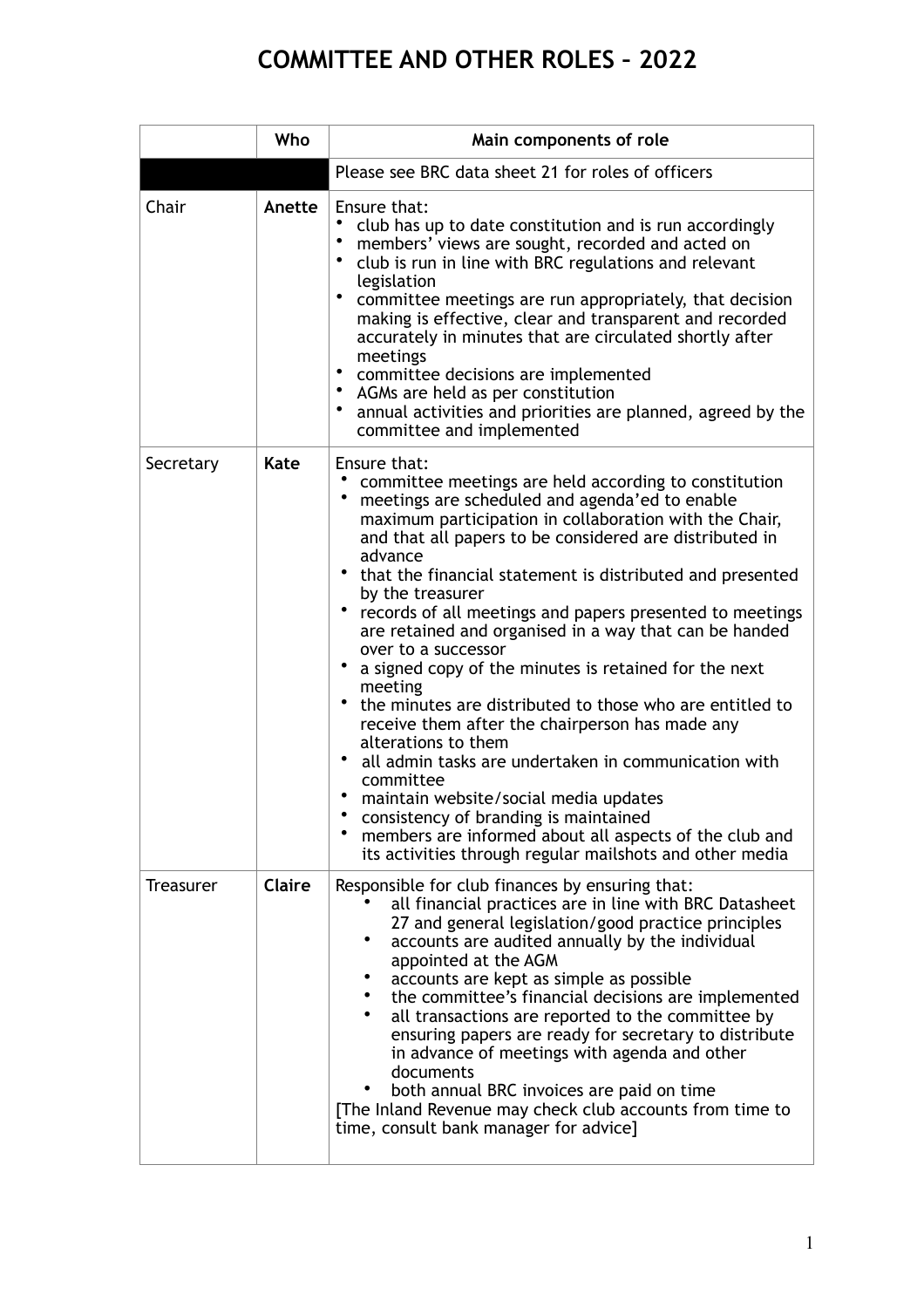# COMMITTEE AND OTHER ROLES – 2022

| | Who | Main components of role |
|---|---|---|
| | | Please see BRC data sheet 21 for roles of officers |
| Chair | **Anette** | Ensure that:<br>• club has up to date constitution and is run accordingly<br>• members' views are sought, recorded and acted on<br>• club is run in line with BRC regulations and relevant legislation<br>• committee meetings are run appropriately, that decision making is effective, clear and transparent and recorded accurately in minutes that are circulated shortly after meetings<br>• committee decisions are implemented<br>• AGMs are held as per constitution<br>• annual activities and priorities are planned, agreed by the committee and implemented |
| Secretary | **Kate** | Ensure that:<br>• committee meetings are held according to constitution<br>• meetings are scheduled and agenda'ed to enable maximum participation in collaboration with the Chair, and that all papers to be considered are distributed in advance<br>• that the financial statement is distributed and presented by the treasurer<br>• records of all meetings and papers presented to meetings are retained and organised in a way that can be handed over to a successor<br>• a signed copy of the minutes is retained for the next meeting<br>• the minutes are distributed to those who are entitled to receive them after the chairperson has made any alterations to them<br>• all admin tasks are undertaken in communication with committee<br>• maintain website/social media updates<br>• consistency of branding is maintained<br>• members are informed about all aspects of the club and its activities through regular mailshots and other media |
| Treasurer | **Claire** | Responsible for club finances by ensuring that:<br>• all financial practices are in line with BRC Datasheet 27 and general legislation/good practice principles<br>• accounts are audited annually by the individual appointed at the AGM<br>• accounts are kept as simple as possible<br>• the committee's financial decisions are implemented<br>• all transactions are reported to the committee by ensuring papers are ready for secretary to distribute in advance of meetings with agenda and other documents<br>• both annual BRC invoices are paid on time<br>[The Inland Revenue may check club accounts from time to time, consult bank manager for advice] |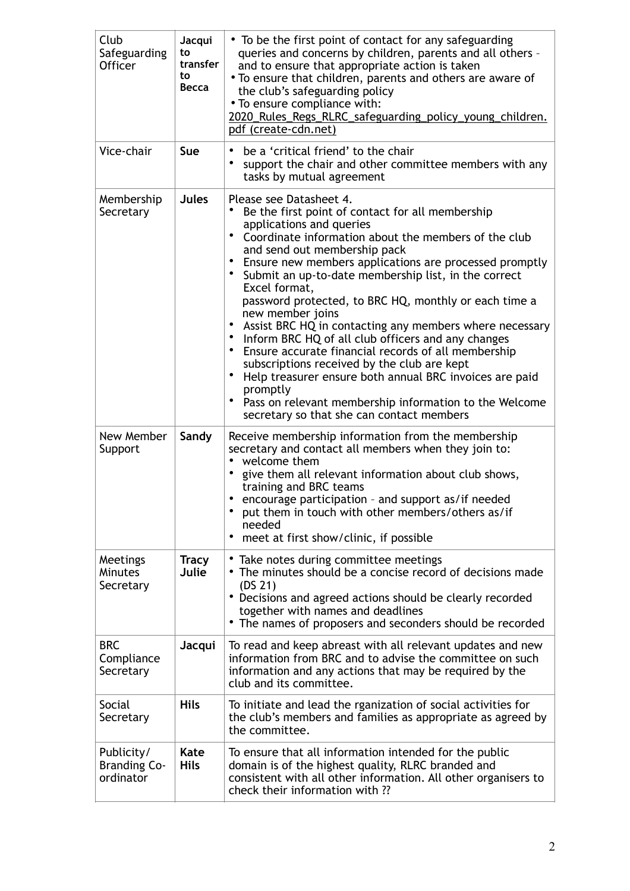| Club Safeguarding Officer | **Jacqui to transfer to Becca** | • To be the first point of contact for any safeguarding queries and concerns by children, parents and all others – and to ensure that appropriate action is taken<br>• To ensure that children, parents and others are aware of the club's safeguarding policy<br>• To ensure compliance with: 2020_Rules_Regs_RLRC_safeguarding_policy_young_children.pdf (create-cdn.net) |
|---|---|---|
| Vice-chair | **Sue** | • be a 'critical friend' to the chair<br>• support the chair and other committee members with any tasks by mutual agreement |
| Membership Secretary | **Jules** | Please see Datasheet 4.<br>• Be the first point of contact for all membership applications and queries<br>• Coordinate information about the members of the club and send out membership pack<br>• Ensure new members applications are processed promptly<br>• Submit an up-to-date membership list, in the correct Excel format, password protected, to BRC HQ, monthly or each time a new member joins<br>• Assist BRC HQ in contacting any members where necessary<br>• Inform BRC HQ of all club officers and any changes<br>• Ensure accurate financial records of all membership subscriptions received by the club are kept<br>• Help treasurer ensure both annual BRC invoices are paid promptly<br>• Pass on relevant membership information to the Welcome secretary so that she can contact members |
| New Member Support | **Sandy** | Receive membership information from the membership secretary and contact all members when they join to:<br>• welcome them<br>• give them all relevant information about club shows, training and BRC teams<br>• encourage participation – and support as/if needed<br>• put them in touch with other members/others as/if needed<br>• meet at first show/clinic, if possible |
| Meetings Minutes Secretary | **Tracy Julie** | • Take notes during committee meetings<br>• The minutes should be a concise record of decisions made (DS 21)<br>• Decisions and agreed actions should be clearly recorded together with names and deadlines<br>• The names of proposers and seconders should be recorded |
| BRC Compliance Secretary | **Jacqui** | To read and keep abreast with all relevant updates and new information from BRC and to advise the committee on such information and any actions that may be required by the club and its committee. |
| Social Secretary | **Hils** | To initiate and lead the rganization of social activities for the club's members and families as appropriate as agreed by the committee. |
| Publicity/ Branding Co-ordinator | **Kate Hils** | To ensure that all information intended for the public domain is of the highest quality, RLRC branded and consistent with all other information. All other organisers to check their information with ?? |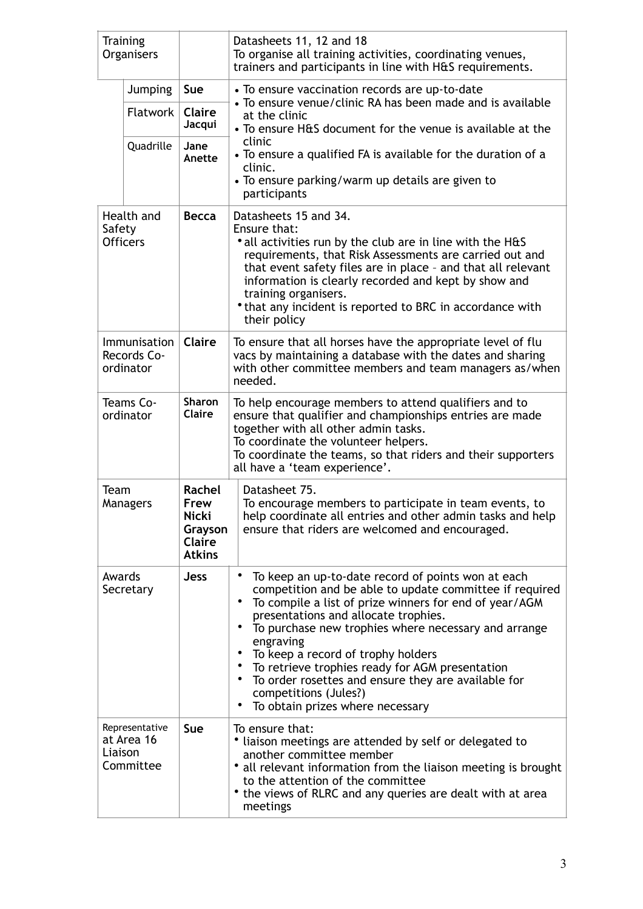| Role | | Name | Responsibilities |
|---|---|---|---|
| Training Organisers | | | Datasheets 11, 12 and 18<br>To organise all training activities, coordinating venues, trainers and participants in line with H&S requirements. |
| | Jumping | **Sue** | • To ensure vaccination records are up-to-date<br>• To ensure venue/clinic RA has been made and is available at the clinic<br>• To ensure H&S document for the venue is available at the clinic<br>• To ensure a qualified FA is available for the duration of a clinic.<br>• To ensure parking/warm up details are given to participants |
| | Flatwork | **Claire Jacqui** | |
| | Quadrille | **Jane Anette** | |
| Health and Safety Officers | | **Becca** | Datasheets 15 and 34.<br>Ensure that:<br>• all activities run by the club are in line with the H&S requirements, that Risk Assessments are carried out and that event safety files are in place – and that all relevant information is clearly recorded and kept by show and training organisers.<br>• that any incident is reported to BRC in accordance with their policy |
| Immunisation Records Co-ordinator | | **Claire** | To ensure that all horses have the appropriate level of flu vacs by maintaining a database with the dates and sharing with other committee members and team managers as/when needed. |
| Teams Co-ordinator | | **Sharon Claire** | To help encourage members to attend qualifiers and to ensure that qualifier and championships entries are made together with all other admin tasks.<br>To coordinate the volunteer helpers.<br>To coordinate the teams, so that riders and their supporters all have a 'team experience'. |
| Team Managers | | **Rachel Frew Nicki Grayson Claire Atkins** | Datasheet 75.<br>To encourage members to participate in team events, to help coordinate all entries and other admin tasks and help ensure that riders are welcomed and encouraged. |
| Awards Secretary | | **Jess** | • To keep an up-to-date record of points won at each competition and be able to update committee if required<br>• To compile a list of prize winners for end of year/AGM presentations and allocate trophies.<br>• To purchase new trophies where necessary and arrange engraving<br>• To keep a record of trophy holders<br>• To retrieve trophies ready for AGM presentation<br>• To order rosettes and ensure they are available for competitions (Jules?)<br>• To obtain prizes where necessary |
| Representative at Area 16 Liaison Committee | | **Sue** | To ensure that:<br>• liaison meetings are attended by self or delegated to another committee member<br>• all relevant information from the liaison meeting is brought to the attention of the committee<br>• the views of RLRC and any queries are dealt with at area meetings |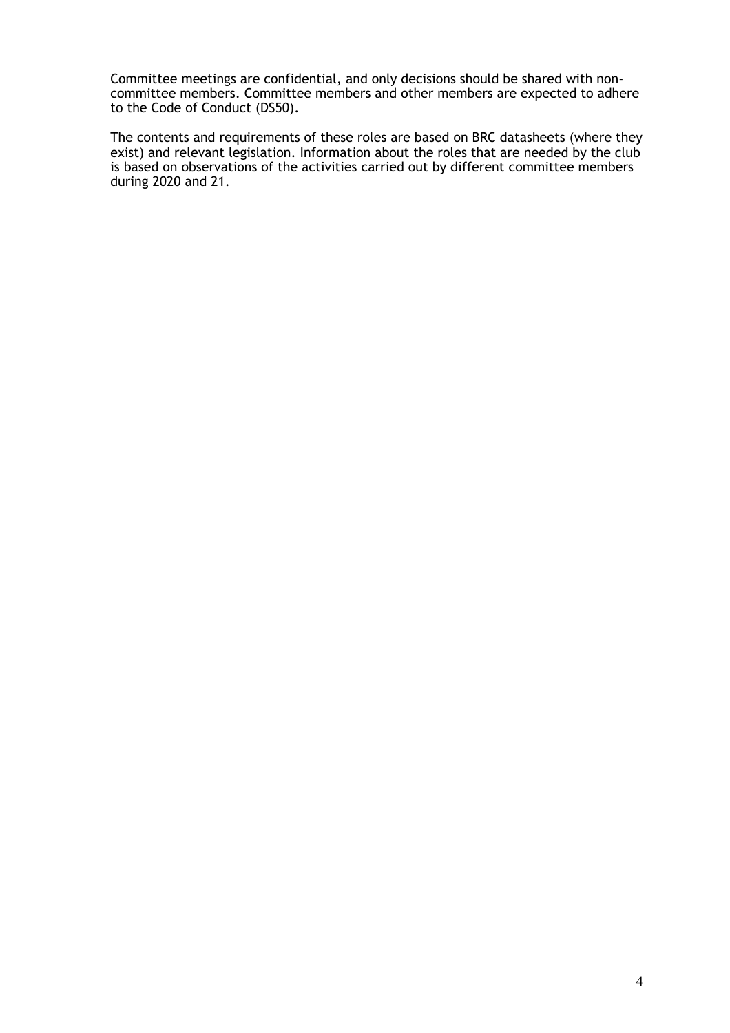Committee meetings are confidential, and only decisions should be shared with non-committee members. Committee members and other members are expected to adhere to the Code of Conduct (DS50).

The contents and requirements of these roles are based on BRC datasheets (where they exist) and relevant legislation. Information about the roles that are needed by the club is based on observations of the activities carried out by different committee members during 2020 and 21.